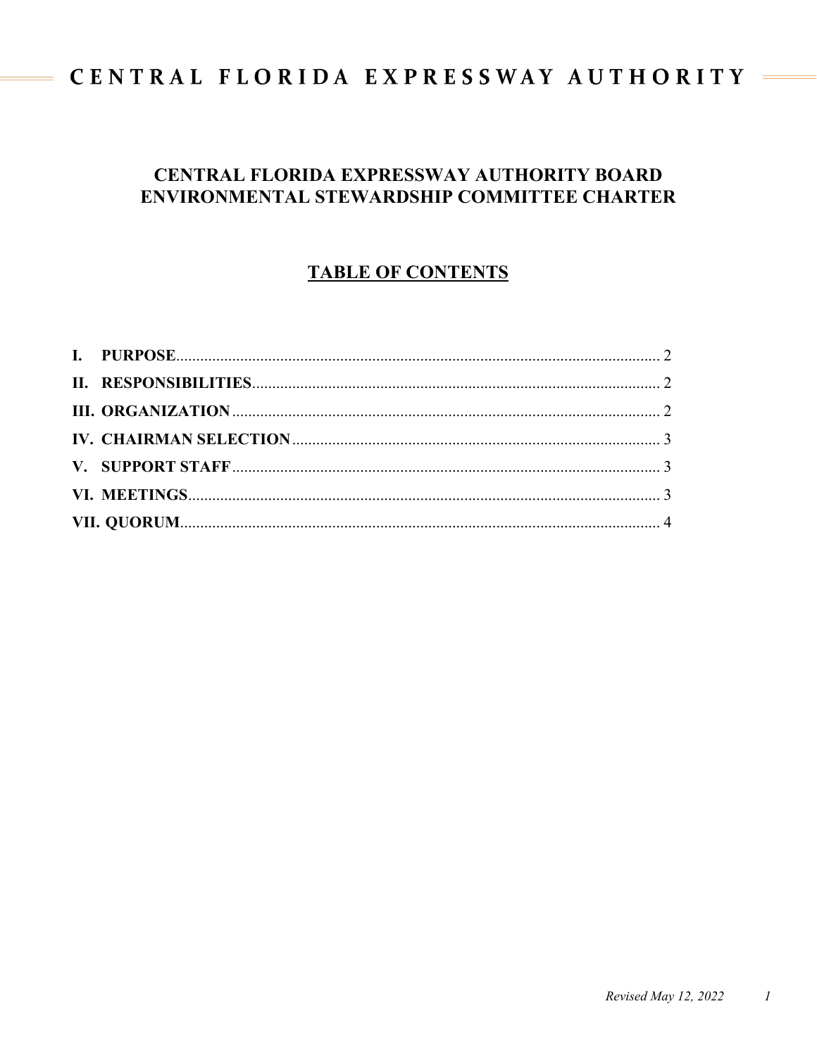# CENTRAL FLORIDA EXPRESSWAY AUTHORITY BOARD ENVIRONMENTAL STEWARDSHIP COMMITTEE CHARTER

## TABLE OF CONTENTS

**I. PURPOSE** .......... 2

**II. RESPONSIBILITIES** .......... 2

**III. ORGANIZATION** .......... 2

**IV. CHAIRMAN SELECTION** .......... 3

**V. SUPPORT STAFF** .......... 3

**VI. MEETINGS** .......... 3

**VII. QUORUM** .......... 4

*Revised May 12, 2022*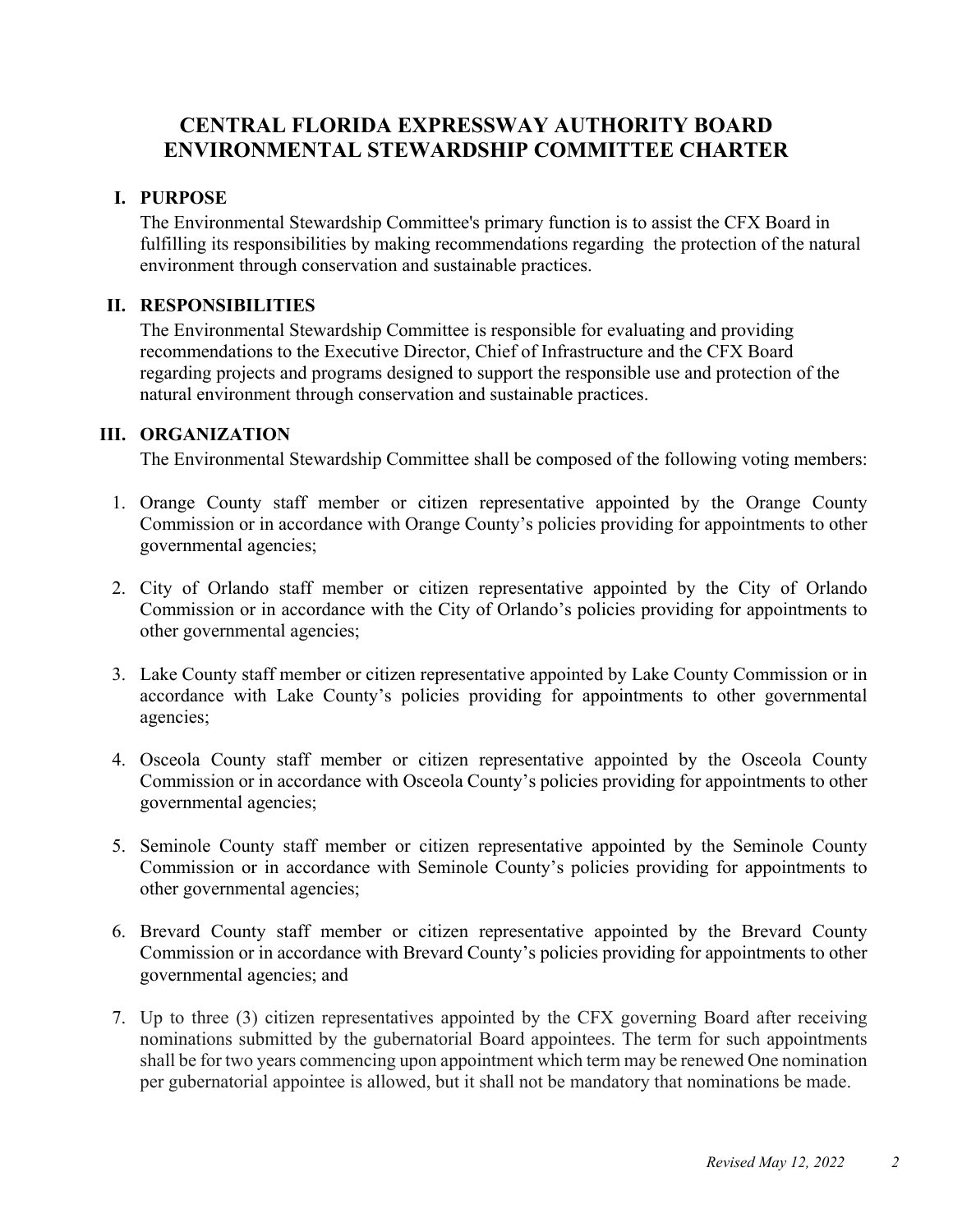# CENTRAL FLORIDA EXPRESSWAY AUTHORITY BOARD ENVIRONMENTAL STEWARDSHIP COMMITTEE CHARTER

## I. PURPOSE

The Environmental Stewardship Committee's primary function is to assist the CFX Board in fulfilling its responsibilities by making recommendations regarding the protection of the natural environment through conservation and sustainable practices.

## II. RESPONSIBILITIES

The Environmental Stewardship Committee is responsible for evaluating and providing recommendations to the Executive Director, Chief of Infrastructure and the CFX Board regarding projects and programs designed to support the responsible use and protection of the natural environment through conservation and sustainable practices.

## III. ORGANIZATION

The Environmental Stewardship Committee shall be composed of the following voting members:

1. Orange County staff member or citizen representative appointed by the Orange County Commission or in accordance with Orange County's policies providing for appointments to other governmental agencies;

2. City of Orlando staff member or citizen representative appointed by the City of Orlando Commission or in accordance with the City of Orlando's policies providing for appointments to other governmental agencies;

3. Lake County staff member or citizen representative appointed by Lake County Commission or in accordance with Lake County's policies providing for appointments to other governmental agencies;

4. Osceola County staff member or citizen representative appointed by the Osceola County Commission or in accordance with Osceola County's policies providing for appointments to other governmental agencies;

5. Seminole County staff member or citizen representative appointed by the Seminole County Commission or in accordance with Seminole County's policies providing for appointments to other governmental agencies;

6. Brevard County staff member or citizen representative appointed by the Brevard County Commission or in accordance with Brevard County's policies providing for appointments to other governmental agencies; and

7. Up to three (3) citizen representatives appointed by the CFX governing Board after receiving nominations submitted by the gubernatorial Board appointees. The term for such appointments shall be for two years commencing upon appointment which term may be renewed One nomination per gubernatorial appointee is allowed, but it shall not be mandatory that nominations be made.

*Revised May 12, 2022*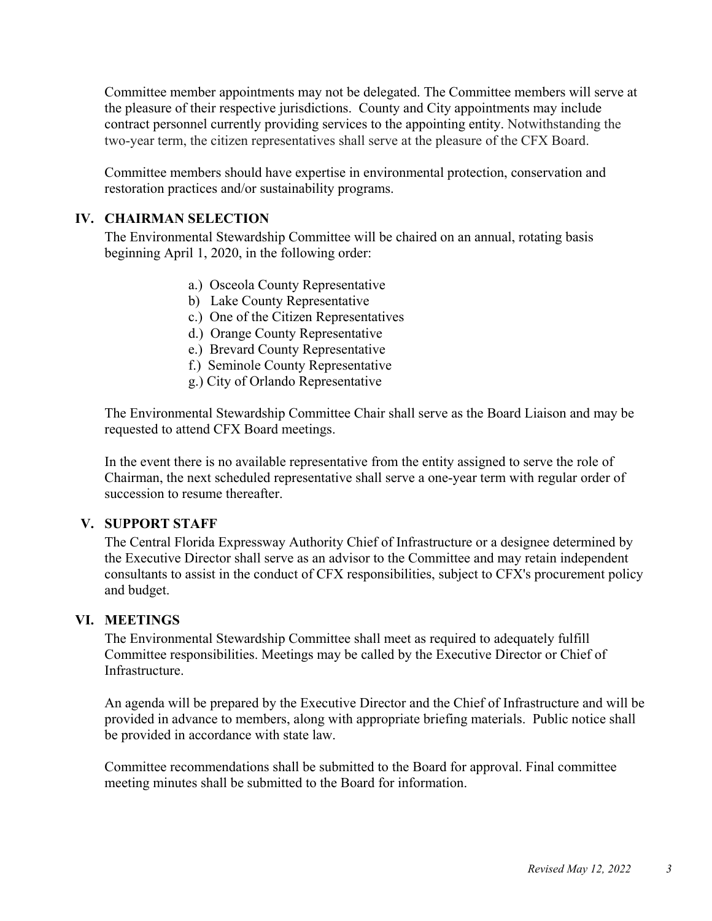Committee member appointments may not be delegated. The Committee members will serve at the pleasure of their respective jurisdictions. County and City appointments may include contract personnel currently providing services to the appointing entity. Notwithstanding the two-year term, the citizen representatives shall serve at the pleasure of the CFX Board.

Committee members should have expertise in environmental protection, conservation and restoration practices and/or sustainability programs.

## IV. CHAIRMAN SELECTION

The Environmental Stewardship Committee will be chaired on an annual, rotating basis beginning April 1, 2020, in the following order:

a.) Osceola County Representative
b) Lake County Representative
c.) One of the Citizen Representatives
d.) Orange County Representative
e.) Brevard County Representative
f.) Seminole County Representative
g.) City of Orlando Representative

The Environmental Stewardship Committee Chair shall serve as the Board Liaison and may be requested to attend CFX Board meetings.

In the event there is no available representative from the entity assigned to serve the role of Chairman, the next scheduled representative shall serve a one-year term with regular order of succession to resume thereafter.

## V. SUPPORT STAFF

The Central Florida Expressway Authority Chief of Infrastructure or a designee determined by the Executive Director shall serve as an advisor to the Committee and may retain independent consultants to assist in the conduct of CFX responsibilities, subject to CFX's procurement policy and budget.

## VI. MEETINGS

The Environmental Stewardship Committee shall meet as required to adequately fulfill Committee responsibilities. Meetings may be called by the Executive Director or Chief of Infrastructure.

An agenda will be prepared by the Executive Director and the Chief of Infrastructure and will be provided in advance to members, along with appropriate briefing materials. Public notice shall be provided in accordance with state law.

Committee recommendations shall be submitted to the Board for approval. Final committee meeting minutes shall be submitted to the Board for information.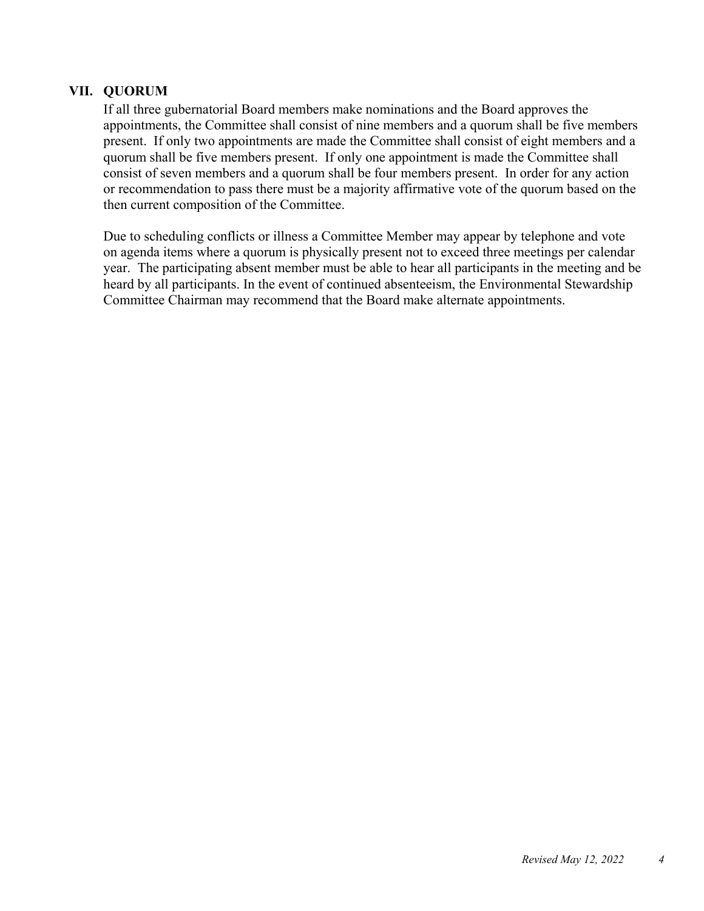## VII. QUORUM

If all three gubernatorial Board members make nominations and the Board approves the appointments, the Committee shall consist of nine members and a quorum shall be five members present. If only two appointments are made the Committee shall consist of eight members and a quorum shall be five members present. If only one appointment is made the Committee shall consist of seven members and a quorum shall be four members present. In order for any action or recommendation to pass there must be a majority affirmative vote of the quorum based on the then current composition of the Committee.

Due to scheduling conflicts or illness a Committee Member may appear by telephone and vote on agenda items where a quorum is physically present not to exceed three meetings per calendar year. The participating absent member must be able to hear all participants in the meeting and be heard by all participants. In the event of continued absenteeism, the Environmental Stewardship Committee Chairman may recommend that the Board make alternate appointments.

*Revised May 12, 2022*